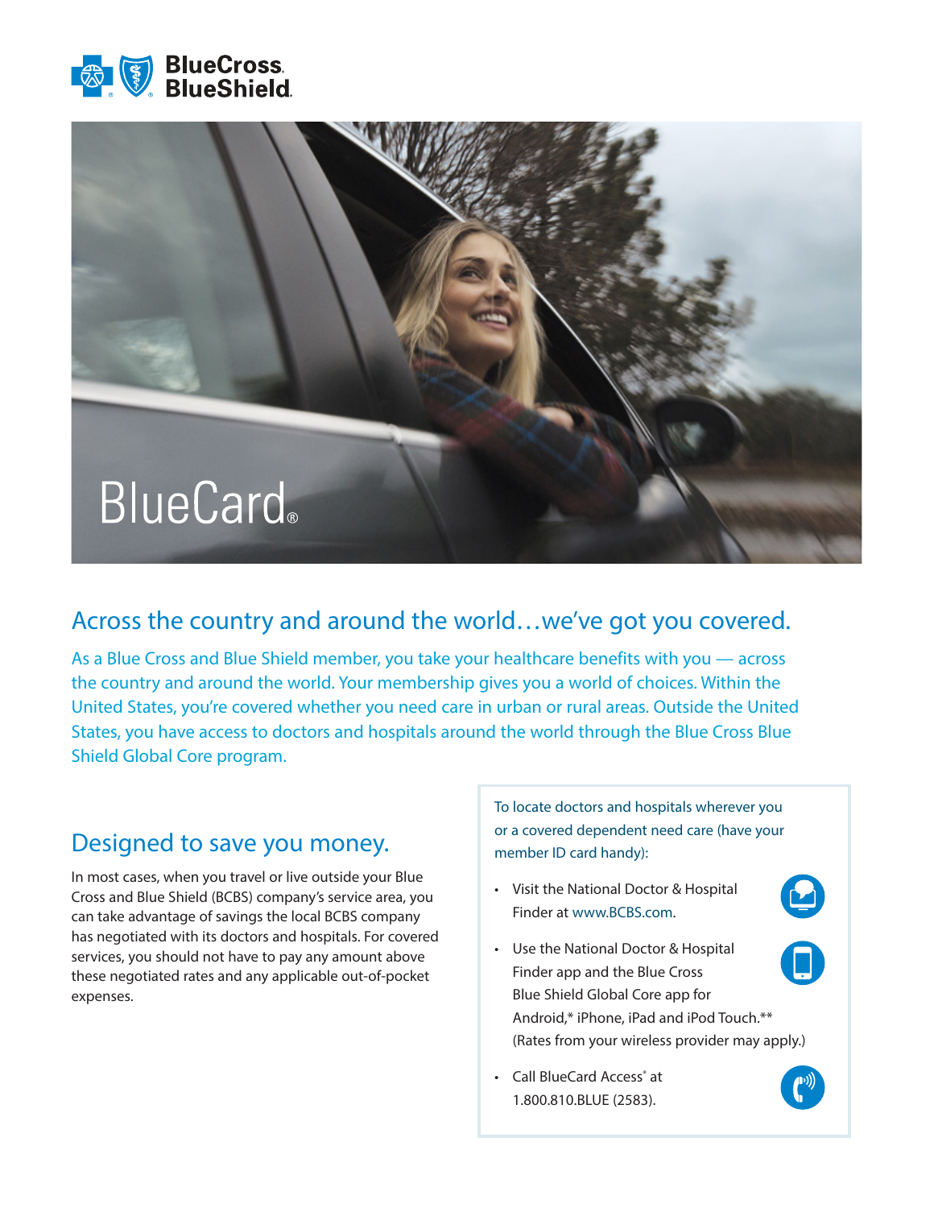BlueCross BlueShield

# BlueCard®

## Across the country and around the world…we've got you covered.

As a Blue Cross and Blue Shield member, you take your healthcare benefits with you — across the country and around the world. Your membership gives you a world of choices. Within the United States, you're covered whether you need care in urban or rural areas. Outside the United States, you have access to doctors and hospitals around the world through the Blue Cross Blue Shield Global Core program.

## Designed to save you money.

In most cases, when you travel or live outside your Blue Cross and Blue Shield (BCBS) company's service area, you can take advantage of savings the local BCBS company has negotiated with its doctors and hospitals. For covered services, you should not have to pay any amount above these negotiated rates and any applicable out-of-pocket expenses.

To locate doctors and hospitals wherever you or a covered dependent need care (have your member ID card handy):

- Visit the National Doctor & Hospital Finder at www.BCBS.com.
- Use the National Doctor & Hospital Finder app and the Blue Cross Blue Shield Global Core app for Android,* iPhone, iPad and iPod Touch.** (Rates from your wireless provider may apply.)
- Call BlueCard Access® at 1.800.810.BLUE (2583).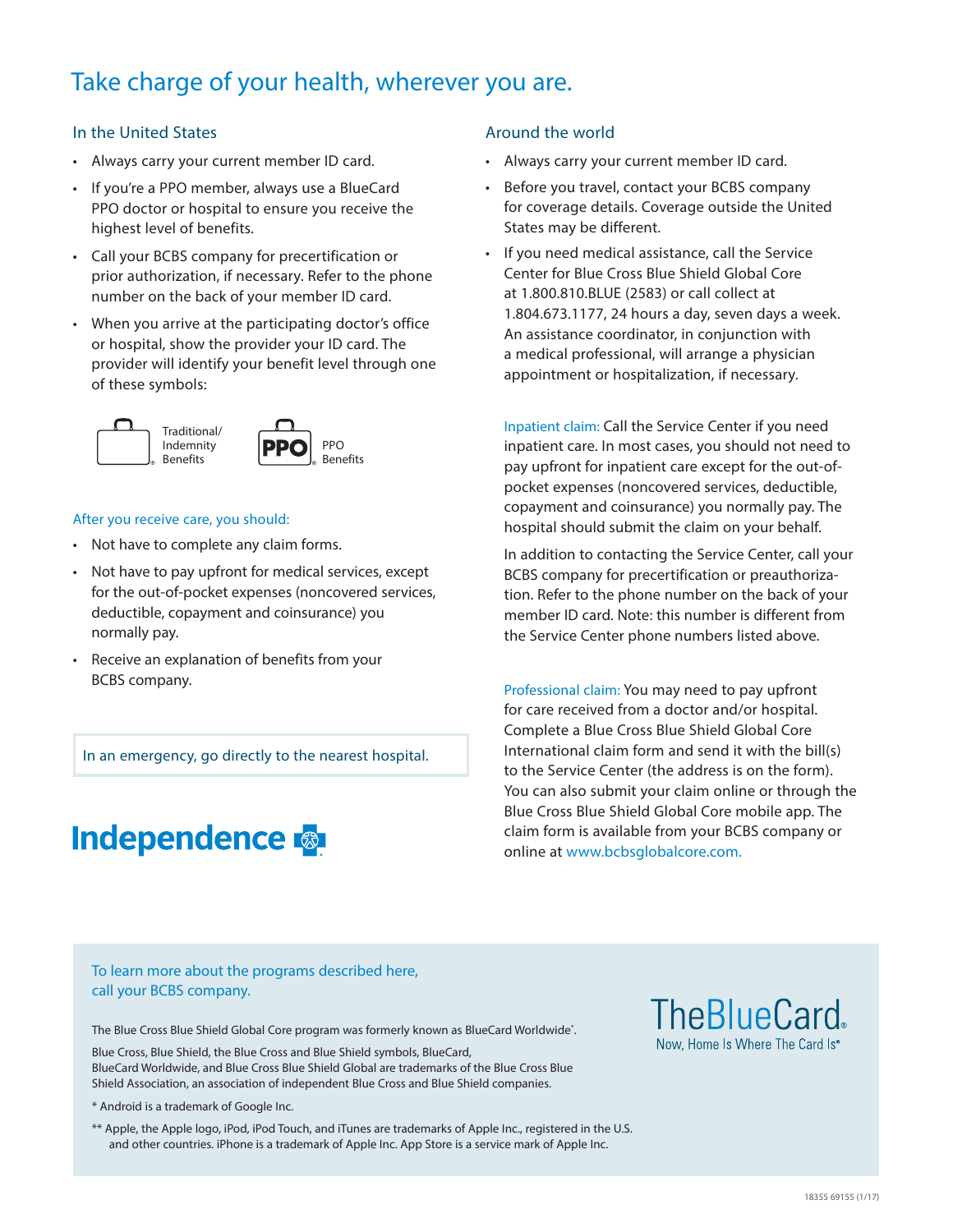# Take charge of your health, wherever you are.

## In the United States

- Always carry your current member ID card.
- If you're a PPO member, always use a BlueCard PPO doctor or hospital to ensure you receive the highest level of benefits.
- Call your BCBS company for precertification or prior authorization, if necessary. Refer to the phone number on the back of your member ID card.
- When you arrive at the participating doctor's office or hospital, show the provider your ID card. The provider will identify your benefit level through one of these symbols:

Traditional/ Indemnity Benefits

PPO Benefits

### After you receive care, you should:

- Not have to complete any claim forms.
- Not have to pay upfront for medical services, except for the out-of-pocket expenses (noncovered services, deductible, copayment and coinsurance) you normally pay.
- Receive an explanation of benefits from your BCBS company.

In an emergency, go directly to the nearest hospital.

Independence

## Around the world

- Always carry your current member ID card.
- Before you travel, contact your BCBS company for coverage details. Coverage outside the United States may be different.
- If you need medical assistance, call the Service Center for Blue Cross Blue Shield Global Core at 1.800.810.BLUE (2583) or call collect at 1.804.673.1177, 24 hours a day, seven days a week. An assistance coordinator, in conjunction with a medical professional, will arrange a physician appointment or hospitalization, if necessary.

Inpatient claim: Call the Service Center if you need inpatient care. In most cases, you should not need to pay upfront for inpatient care except for the out-of-pocket expenses (noncovered services, deductible, copayment and coinsurance) you normally pay. The hospital should submit the claim on your behalf.

In addition to contacting the Service Center, call your BCBS company for precertification or preauthorization. Refer to the phone number on the back of your member ID card. Note: this number is different from the Service Center phone numbers listed above.

Professional claim: You may need to pay upfront for care received from a doctor and/or hospital. Complete a Blue Cross Blue Shield Global Core International claim form and send it with the bill(s) to the Service Center (the address is on the form). You can also submit your claim online or through the Blue Cross Blue Shield Global Core mobile app. The claim form is available from your BCBS company or online at www.bcbsglobalcore.com.

To learn more about the programs described here, call your BCBS company.

The Blue Cross Blue Shield Global Core program was formerly known as BlueCard Worldwide®.

Blue Cross, Blue Shield, the Blue Cross and Blue Shield symbols, BlueCard, BlueCard Worldwide, and Blue Cross Blue Shield Global are trademarks of the Blue Cross Blue Shield Association, an association of independent Blue Cross and Blue Shield companies.

* Android is a trademark of Google Inc.

** Apple, the Apple logo, iPod, iPod Touch, and iTunes are trademarks of Apple Inc., registered in the U.S. and other countries. iPhone is a trademark of Apple Inc. App Store is a service mark of Apple Inc.

TheBlueCard®

Now, Home Is Where The Card Is®

18355 69155 (1/17)